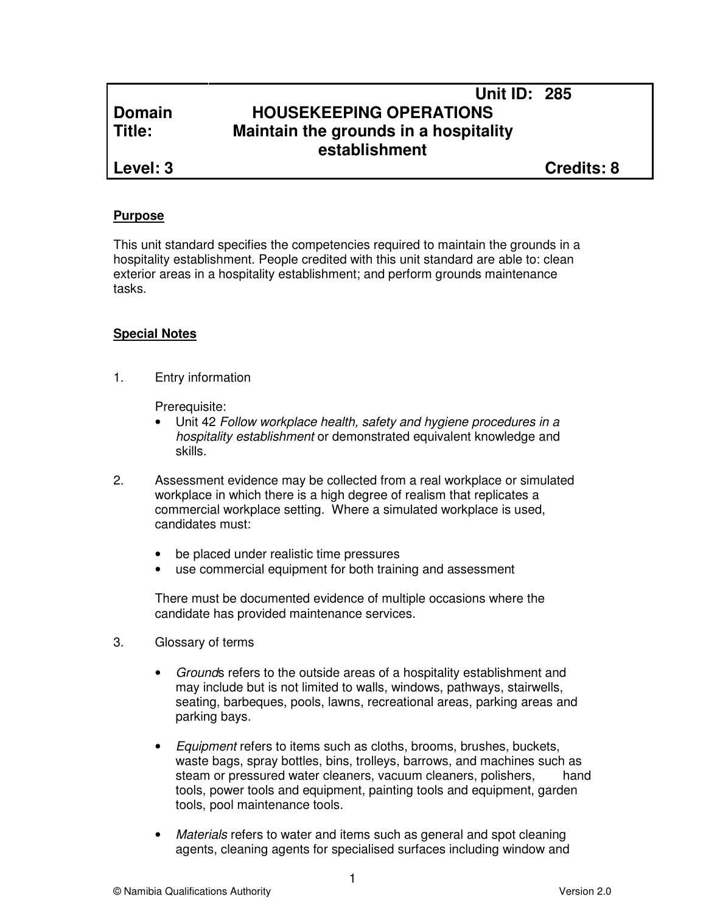| | Unit ID: 285 |
|---|---|
| **Domain** | **HOUSEKEEPING OPERATIONS** |
| **Title:** | **Maintain the grounds in a hospitality establishment** |
| **Level: 3** | **Credits: 8** |

## Purpose

This unit standard specifies the competencies required to maintain the grounds in a hospitality establishment. People credited with this unit standard are able to: clean exterior areas in a hospitality establishment; and perform grounds maintenance tasks.

## Special Notes

1. Entry information

   Prerequisite:
   - Unit 42 *Follow workplace health, safety and hygiene procedures in a hospitality establishment* or demonstrated equivalent knowledge and skills.

2. Assessment evidence may be collected from a real workplace or simulated workplace in which there is a high degree of realism that replicates a commercial workplace setting. Where a simulated workplace is used, candidates must:

   - be placed under realistic time pressures
   - use commercial equipment for both training and assessment

   There must be documented evidence of multiple occasions where the candidate has provided maintenance services.

3. Glossary of terms

   - *Grounds* refers to the outside areas of a hospitality establishment and may include but is not limited to walls, windows, pathways, stairwells, seating, barbeques, pools, lawns, recreational areas, parking areas and parking bays.

   - *Equipment* refers to items such as cloths, brooms, brushes, buckets, waste bags, spray bottles, bins, trolleys, barrows, and machines such as steam or pressured water cleaners, vacuum cleaners, polishers, hand tools, power tools and equipment, painting tools and equipment, garden tools, pool maintenance tools.

   - *Materials* refers to water and items such as general and spot cleaning agents, cleaning agents for specialised surfaces including window and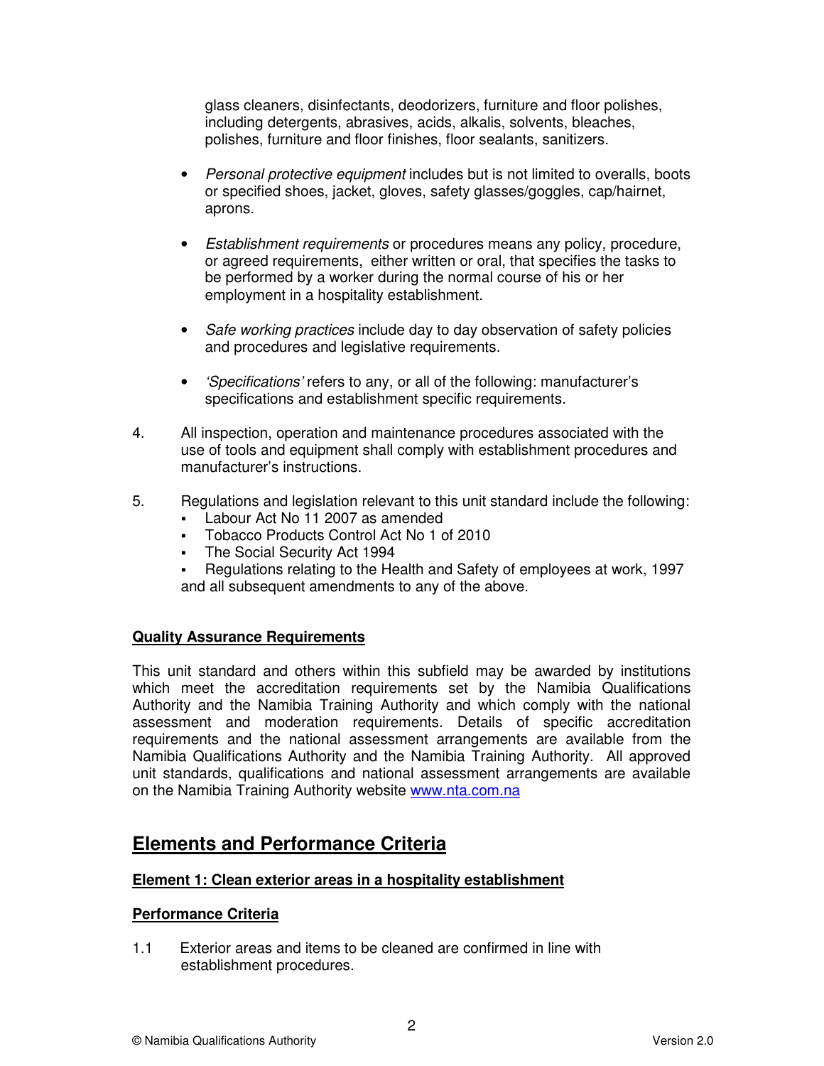glass cleaners, disinfectants, deodorizers, furniture and floor polishes, including detergents, abrasives, acids, alkalis, solvents, bleaches, polishes, furniture and floor finishes, floor sealants, sanitizers.

- *Personal protective equipment* includes but is not limited to overalls, boots or specified shoes, jacket, gloves, safety glasses/goggles, cap/hairnet, aprons.

- *Establishment requirements* or procedures means any policy, procedure, or agreed requirements, either written or oral, that specifies the tasks to be performed by a worker during the normal course of his or her employment in a hospitality establishment.

- *Safe working practices* include day to day observation of safety policies and procedures and legislative requirements.

- *'Specifications'* refers to any, or all of the following: manufacturer's specifications and establishment specific requirements.

4. All inspection, operation and maintenance procedures associated with the use of tools and equipment shall comply with establishment procedures and manufacturer's instructions.

5. Regulations and legislation relevant to this unit standard include the following:
   - Labour Act No 11 2007 as amended
   - Tobacco Products Control Act No 1 of 2010
   - The Social Security Act 1994
   - Regulations relating to the Health and Safety of employees at work, 1997

   and all subsequent amendments to any of the above.

**Quality Assurance Requirements**

This unit standard and others within this subfield may be awarded by institutions which meet the accreditation requirements set by the Namibia Qualifications Authority and the Namibia Training Authority and which comply with the national assessment and moderation requirements. Details of specific accreditation requirements and the national assessment arrangements are available from the Namibia Qualifications Authority and the Namibia Training Authority. All approved unit standards, qualifications and national assessment arrangements are available on the Namibia Training Authority website www.nta.com.na

## Elements and Performance Criteria

**Element 1: Clean exterior areas in a hospitality establishment**

**Performance Criteria**

1.1 Exterior areas and items to be cleaned are confirmed in line with establishment procedures.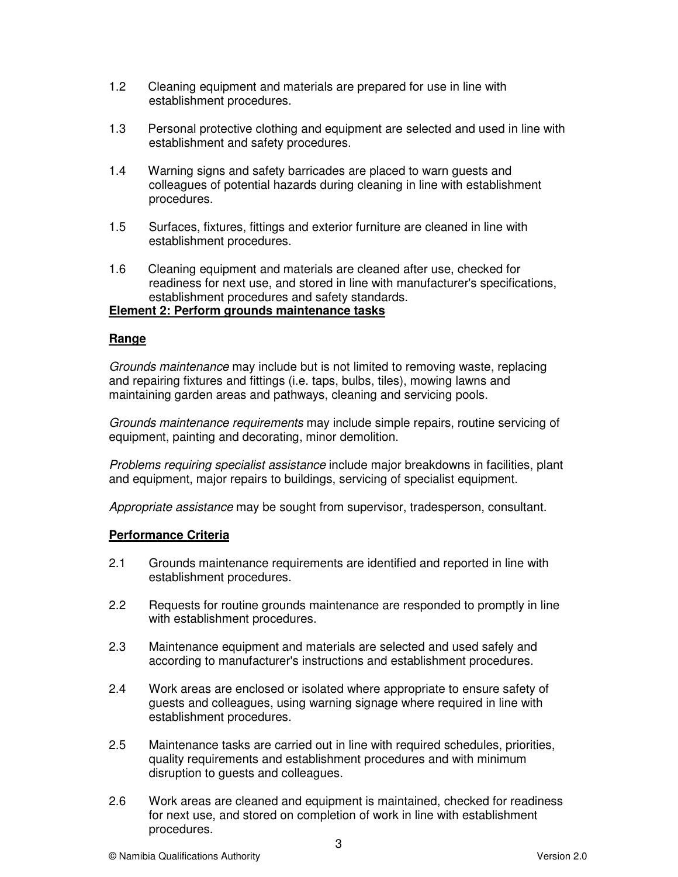1.2 Cleaning equipment and materials are prepared for use in line with establishment procedures.

1.3 Personal protective clothing and equipment are selected and used in line with establishment and safety procedures.

1.4 Warning signs and safety barricades are placed to warn guests and colleagues of potential hazards during cleaning in line with establishment procedures.

1.5 Surfaces, fixtures, fittings and exterior furniture are cleaned in line with establishment procedures.

1.6 Cleaning equipment and materials are cleaned after use, checked for readiness for next use, and stored in line with manufacturer's specifications, establishment procedures and safety standards.

**Element 2: Perform grounds maintenance tasks**

**Range**

*Grounds maintenance* may include but is not limited to removing waste, replacing and repairing fixtures and fittings (i.e. taps, bulbs, tiles), mowing lawns and maintaining garden areas and pathways, cleaning and servicing pools.

*Grounds maintenance requirements* may include simple repairs, routine servicing of equipment, painting and decorating, minor demolition.

*Problems requiring specialist assistance* include major breakdowns in facilities, plant and equipment, major repairs to buildings, servicing of specialist equipment.

*Appropriate assistance* may be sought from supervisor, tradesperson, consultant.

**Performance Criteria**

2.1 Grounds maintenance requirements are identified and reported in line with establishment procedures.

2.2 Requests for routine grounds maintenance are responded to promptly in line with establishment procedures.

2.3 Maintenance equipment and materials are selected and used safely and according to manufacturer's instructions and establishment procedures.

2.4 Work areas are enclosed or isolated where appropriate to ensure safety of guests and colleagues, using warning signage where required in line with establishment procedures.

2.5 Maintenance tasks are carried out in line with required schedules, priorities, quality requirements and establishment procedures and with minimum disruption to guests and colleagues.

2.6 Work areas are cleaned and equipment is maintained, checked for readiness for next use, and stored on completion of work in line with establishment procedures.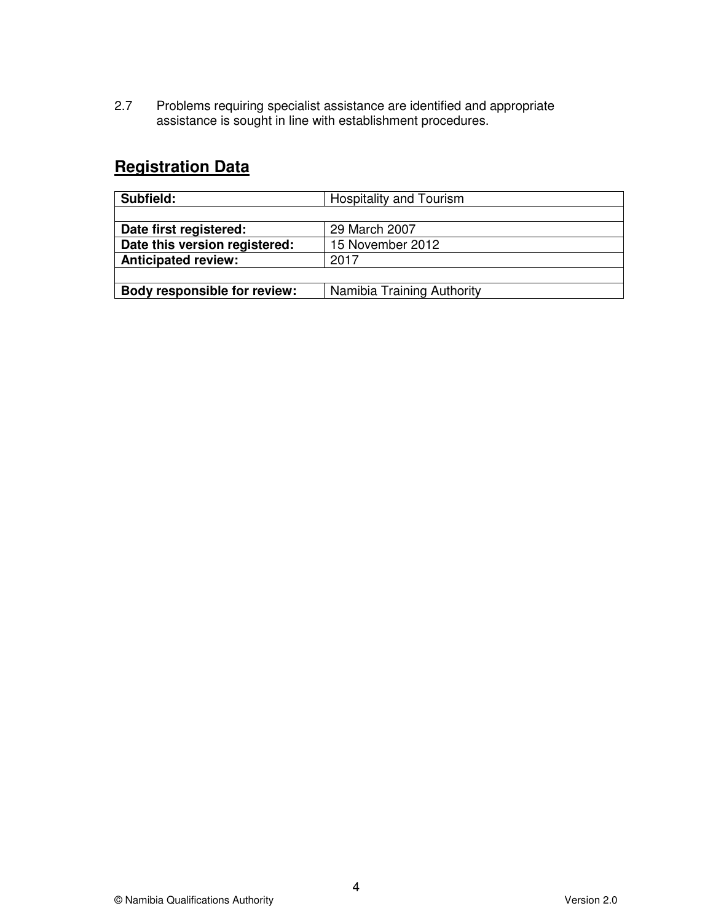2.7 Problems requiring specialist assistance are identified and appropriate assistance is sought in line with establishment procedures.

## Registration Data

| | |
|---|---|
| **Subfield:** | Hospitality and Tourism |
| | |
| **Date first registered:** | 29 March 2007 |
| **Date this version registered:** | 15 November 2012 |
| **Anticipated review:** | 2017 |
| | |
| **Body responsible for review:** | Namibia Training Authority |